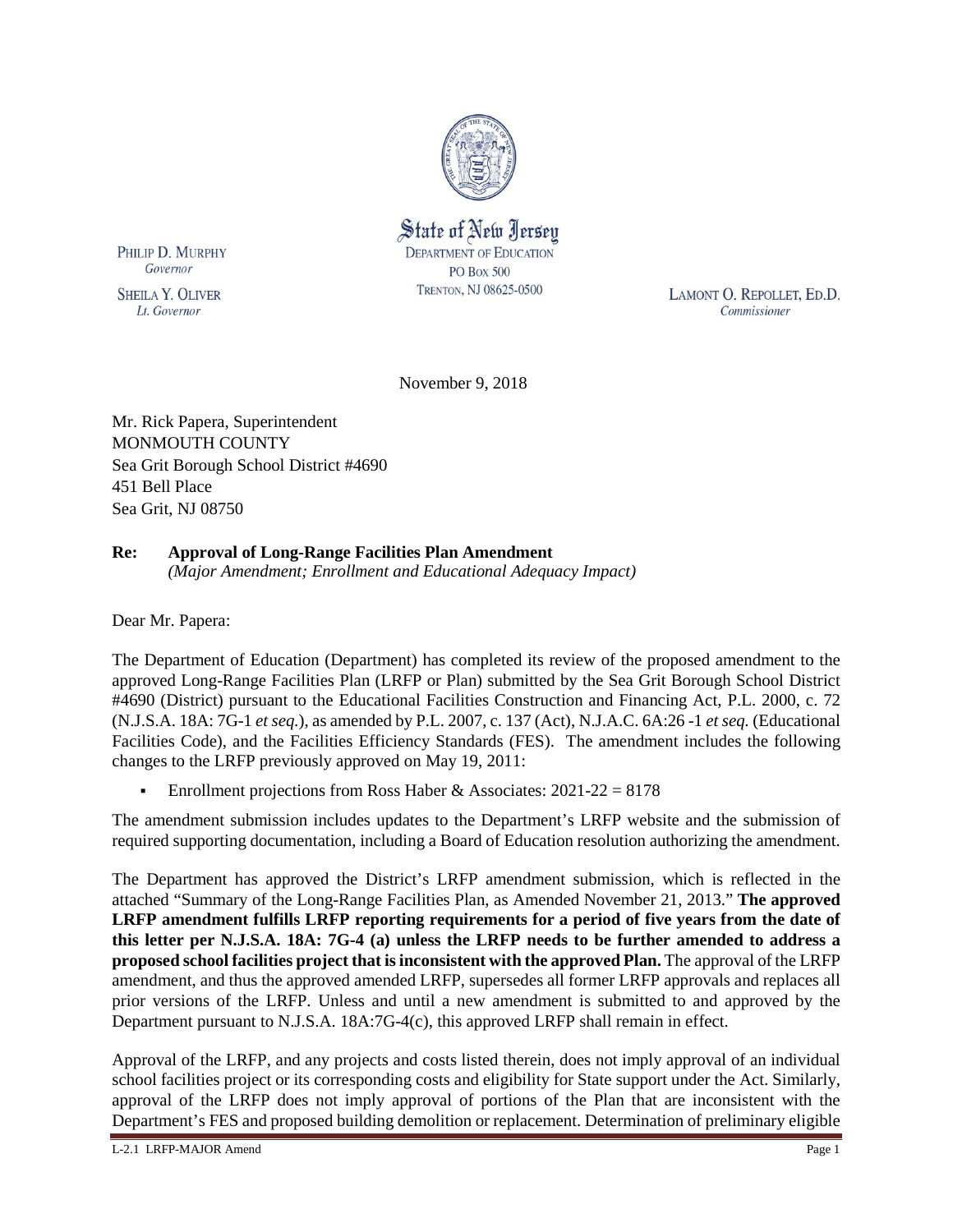State of New Jersey
DEPARTMENT OF EDUCATION
PO BOX 500
TRENTON, NJ 08625-0500

PHILIP D. MURPHY
*Governor*

SHEILA Y. OLIVER
*Lt. Governor*

LAMONT O. REPOLLET, ED.D.
*Commissioner*

November 9, 2018

Mr. Rick Papera, Superintendent
MONMOUTH COUNTY
Sea Grit Borough School District #4690
451 Bell Place
Sea Grit, NJ 08750

**Re: Approval of Long-Range Facilities Plan Amendment**
*(Major Amendment; Enrollment and Educational Adequacy Impact)*

Dear Mr. Papera:

The Department of Education (Department) has completed its review of the proposed amendment to the approved Long-Range Facilities Plan (LRFP or Plan) submitted by the Sea Grit Borough School District #4690 (District) pursuant to the Educational Facilities Construction and Financing Act, P.L. 2000, c. 72 (N.J.S.A. 18A: 7G-1 *et seq.*), as amended by P.L. 2007, c. 137 (Act), N.J.A.C. 6A:26 -1 *et seq.* (Educational Facilities Code), and the Facilities Efficiency Standards (FES). The amendment includes the following changes to the LRFP previously approved on May 19, 2011:

- Enrollment projections from Ross Haber & Associates: 2021-22 = 8178

The amendment submission includes updates to the Department's LRFP website and the submission of required supporting documentation, including a Board of Education resolution authorizing the amendment.

The Department has approved the District's LRFP amendment submission, which is reflected in the attached "Summary of the Long-Range Facilities Plan, as Amended November 21, 2013." **The approved LRFP amendment fulfills LRFP reporting requirements for a period of five years from the date of this letter per N.J.S.A. 18A: 7G-4 (a) unless the LRFP needs to be further amended to address a proposed school facilities project that is inconsistent with the approved Plan.** The approval of the LRFP amendment, and thus the approved amended LRFP, supersedes all former LRFP approvals and replaces all prior versions of the LRFP. Unless and until a new amendment is submitted to and approved by the Department pursuant to N.J.S.A. 18A:7G-4(c), this approved LRFP shall remain in effect.

Approval of the LRFP, and any projects and costs listed therein, does not imply approval of an individual school facilities project or its corresponding costs and eligibility for State support under the Act. Similarly, approval of the LRFP does not imply approval of portions of the Plan that are inconsistent with the Department's FES and proposed building demolition or replacement. Determination of preliminary eligible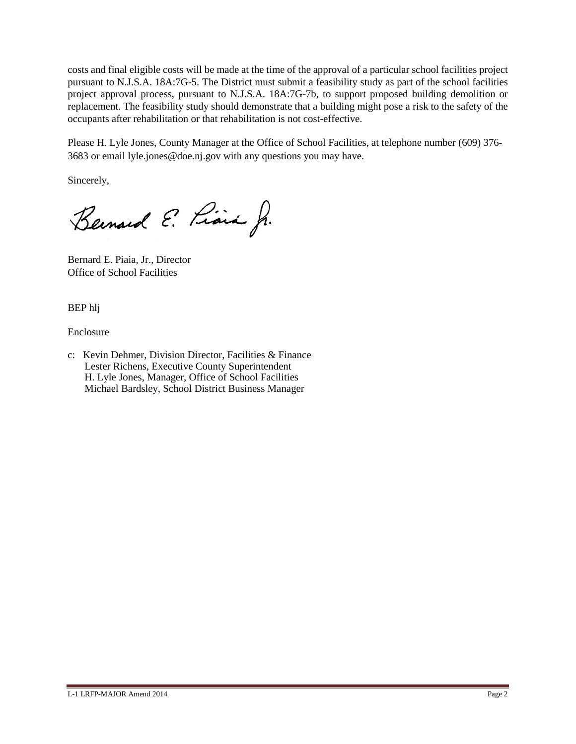costs and final eligible costs will be made at the time of the approval of a particular school facilities project pursuant to N.J.S.A. 18A:7G-5. The District must submit a feasibility study as part of the school facilities project approval process, pursuant to N.J.S.A. 18A:7G-7b, to support proposed building demolition or replacement. The feasibility study should demonstrate that a building might pose a risk to the safety of the occupants after rehabilitation or that rehabilitation is not cost-effective.

Please H. Lyle Jones, County Manager at the Office of School Facilities, at telephone number (609) 376-3683 or email lyle.jones@doe.nj.gov with any questions you may have.

Sincerely,

Bernard E. Piaia, Jr.

Bernard E. Piaia, Jr., Director
Office of School Facilities

BEP hlj

Enclosure

c: Kevin Dehmer, Division Director, Facilities & Finance
   Lester Richens, Executive County Superintendent
   H. Lyle Jones, Manager, Office of School Facilities
   Michael Bardsley, School District Business Manager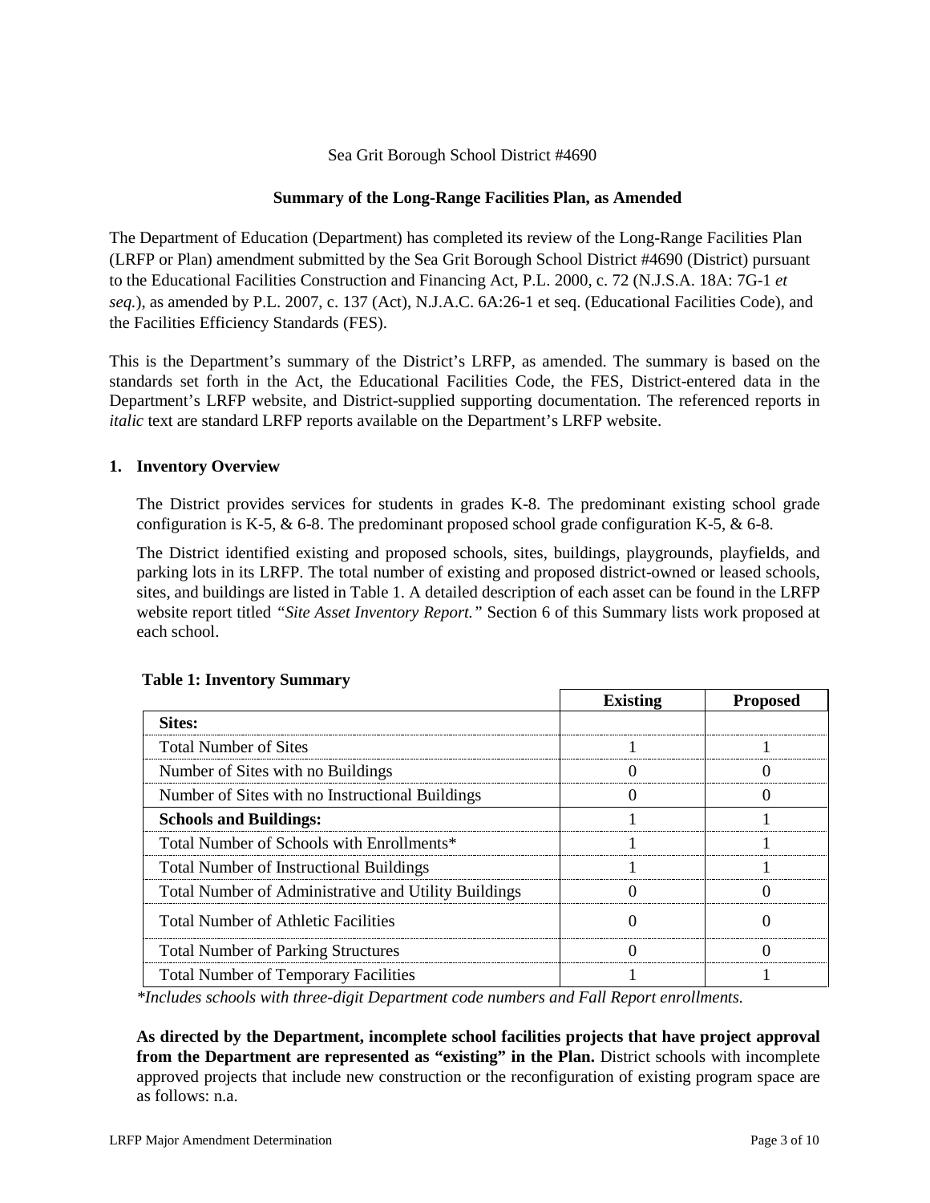Sea Grit Borough School District #4690

**Summary of the Long-Range Facilities Plan, as Amended**

The Department of Education (Department) has completed its review of the Long-Range Facilities Plan (LRFP or Plan) amendment submitted by the Sea Grit Borough School District #4690 (District) pursuant to the Educational Facilities Construction and Financing Act, P.L. 2000, c. 72 (N.J.S.A. 18A: 7G-1 *et seq.*), as amended by P.L. 2007, c. 137 (Act), N.J.A.C. 6A:26-1 et seq. (Educational Facilities Code), and the Facilities Efficiency Standards (FES).

This is the Department's summary of the District's LRFP, as amended. The summary is based on the standards set forth in the Act, the Educational Facilities Code, the FES, District-entered data in the Department's LRFP website, and District-supplied supporting documentation. The referenced reports in *italic* text are standard LRFP reports available on the Department's LRFP website.

## 1. Inventory Overview

The District provides services for students in grades K-8. The predominant existing school grade configuration is K-5, & 6-8. The predominant proposed school grade configuration K-5, & 6-8.

The District identified existing and proposed schools, sites, buildings, playgrounds, playfields, and parking lots in its LRFP. The total number of existing and proposed district-owned or leased schools, sites, and buildings are listed in Table 1. A detailed description of each asset can be found in the LRFP website report titled *"Site Asset Inventory Report."* Section 6 of this Summary lists work proposed at each school.

**Table 1: Inventory Summary**

| | Existing | Proposed |
|---|---|---|
| **Sites:** | | |
| Total Number of Sites | 1 | 1 |
| Number of Sites with no Buildings | 0 | 0 |
| Number of Sites with no Instructional Buildings | 0 | 0 |
| **Schools and Buildings:** | 1 | 1 |
| Total Number of Schools with Enrollments* | 1 | 1 |
| Total Number of Instructional Buildings | 1 | 1 |
| Total Number of Administrative and Utility Buildings | 0 | 0 |
| Total Number of Athletic Facilities | 0 | 0 |
| Total Number of Parking Structures | 0 | 0 |
| Total Number of Temporary Facilities | 1 | 1 |

*\*Includes schools with three-digit Department code numbers and Fall Report enrollments.*

**As directed by the Department, incomplete school facilities projects that have project approval from the Department are represented as "existing" in the Plan.** District schools with incomplete approved projects that include new construction or the reconfiguration of existing program space are as follows: n.a.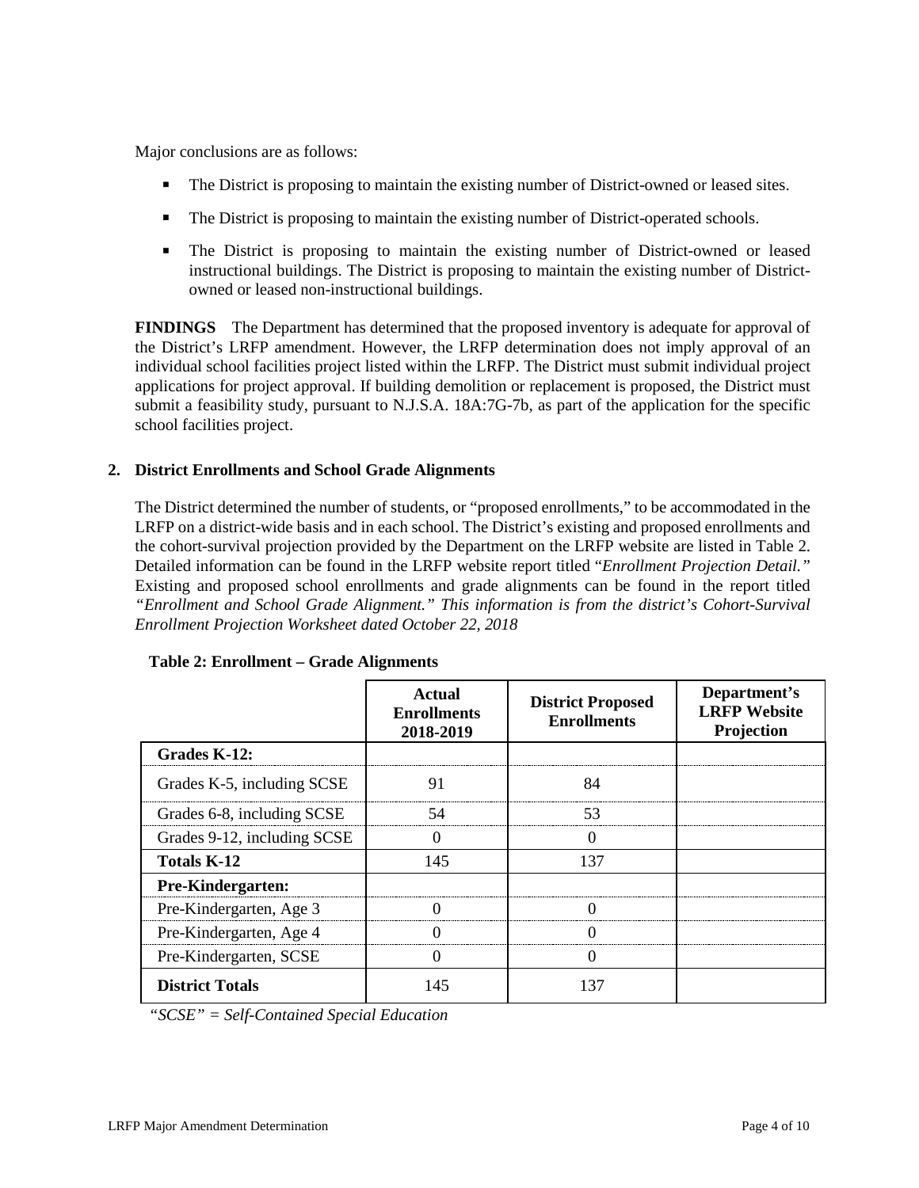Major conclusions are as follows:

- The District is proposing to maintain the existing number of District-owned or leased sites.
- The District is proposing to maintain the existing number of District-operated schools.
- The District is proposing to maintain the existing number of District-owned or leased instructional buildings. The District is proposing to maintain the existing number of District-owned or leased non-instructional buildings.

**FINDINGS** The Department has determined that the proposed inventory is adequate for approval of the District's LRFP amendment. However, the LRFP determination does not imply approval of an individual school facilities project listed within the LRFP. The District must submit individual project applications for project approval. If building demolition or replacement is proposed, the District must submit a feasibility study, pursuant to N.J.S.A. 18A:7G-7b, as part of the application for the specific school facilities project.

## 2. District Enrollments and School Grade Alignments

The District determined the number of students, or "proposed enrollments," to be accommodated in the LRFP on a district-wide basis and in each school. The District's existing and proposed enrollments and the cohort-survival projection provided by the Department on the LRFP website are listed in Table 2. Detailed information can be found in the LRFP website report titled "*Enrollment Projection Detail.*" Existing and proposed school enrollments and grade alignments can be found in the report titled *"Enrollment and School Grade Alignment." This information is from the district's Cohort-Survival Enrollment Projection Worksheet dated October 22, 2018*

**Table 2: Enrollment – Grade Alignments**

| | Actual Enrollments 2018-2019 | District Proposed Enrollments | Department's LRFP Website Projection |
|---|---|---|---|
| **Grades K-12:** | | | |
| Grades K-5, including SCSE | 91 | 84 | |
| Grades 6-8, including SCSE | 54 | 53 | |
| Grades 9-12, including SCSE | 0 | 0 | |
| **Totals K-12** | 145 | 137 | |
| **Pre-Kindergarten:** | | | |
| Pre-Kindergarten, Age 3 | 0 | 0 | |
| Pre-Kindergarten, Age 4 | 0 | 0 | |
| Pre-Kindergarten, SCSE | 0 | 0 | |
| **District Totals** | 145 | 137 | |

*"SCSE" = Self-Contained Special Education*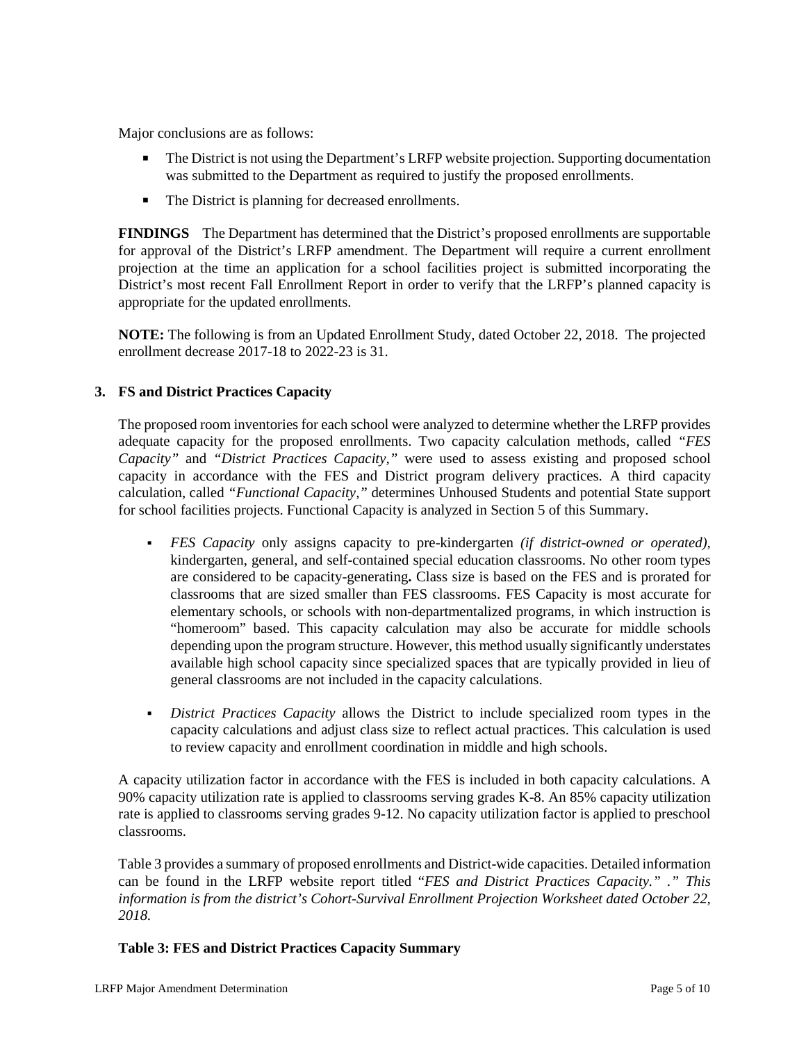Major conclusions are as follows:

- The District is not using the Department's LRFP website projection. Supporting documentation was submitted to the Department as required to justify the proposed enrollments.
- The District is planning for decreased enrollments.

**FINDINGS** The Department has determined that the District's proposed enrollments are supportable for approval of the District's LRFP amendment. The Department will require a current enrollment projection at the time an application for a school facilities project is submitted incorporating the District's most recent Fall Enrollment Report in order to verify that the LRFP's planned capacity is appropriate for the updated enrollments.

**NOTE:** The following is from an Updated Enrollment Study, dated October 22, 2018. The projected enrollment decrease 2017-18 to 2022-23 is 31.

### 3. FS and District Practices Capacity

The proposed room inventories for each school were analyzed to determine whether the LRFP provides adequate capacity for the proposed enrollments. Two capacity calculation methods, called *"FES Capacity"* and *"District Practices Capacity,"* were used to assess existing and proposed school capacity in accordance with the FES and District program delivery practices. A third capacity calculation, called *"Functional Capacity,"* determines Unhoused Students and potential State support for school facilities projects. Functional Capacity is analyzed in Section 5 of this Summary.

- *FES Capacity* only assigns capacity to pre-kindergarten *(if district-owned or operated),* kindergarten, general, and self-contained special education classrooms. No other room types are considered to be capacity-generating**.** Class size is based on the FES and is prorated for classrooms that are sized smaller than FES classrooms. FES Capacity is most accurate for elementary schools, or schools with non-departmentalized programs, in which instruction is "homeroom" based. This capacity calculation may also be accurate for middle schools depending upon the program structure. However, this method usually significantly understates available high school capacity since specialized spaces that are typically provided in lieu of general classrooms are not included in the capacity calculations.
- *District Practices Capacity* allows the District to include specialized room types in the capacity calculations and adjust class size to reflect actual practices. This calculation is used to review capacity and enrollment coordination in middle and high schools.

A capacity utilization factor in accordance with the FES is included in both capacity calculations. A 90% capacity utilization rate is applied to classrooms serving grades K-8. An 85% capacity utilization rate is applied to classrooms serving grades 9-12. No capacity utilization factor is applied to preschool classrooms.

Table 3 provides a summary of proposed enrollments and District-wide capacities. Detailed information can be found in the LRFP website report titled "*FES and District Practices Capacity." ." This information is from the district's Cohort-Survival Enrollment Projection Worksheet dated October 22, 2018.*

**Table 3: FES and District Practices Capacity Summary**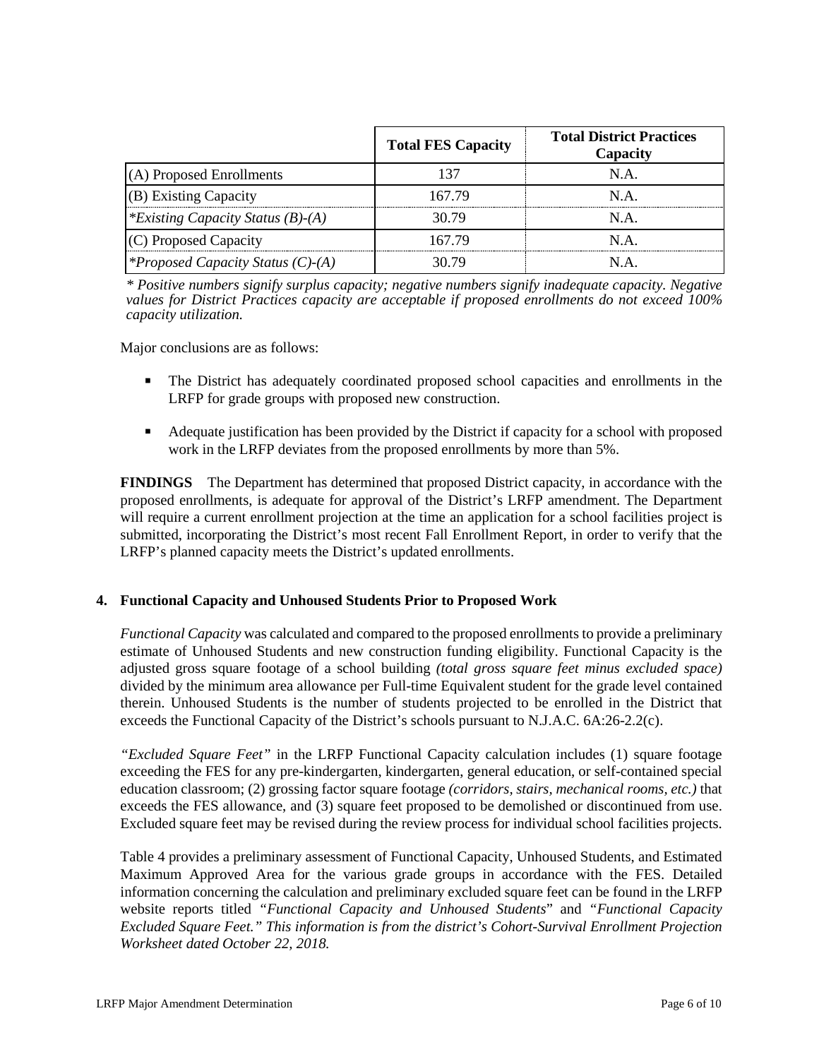| | Total FES Capacity | Total District Practices Capacity |
|---|---|---|
| (A) Proposed Enrollments | 137 | N.A. |
| (B) Existing Capacity | 167.79 | N.A. |
| **Existing Capacity Status (B)-(A)* | 30.79 | N.A. |
| (C) Proposed Capacity | 167.79 | N.A. |
| **Proposed Capacity Status (C)-(A)* | 30.79 | N.A. |

*\* Positive numbers signify surplus capacity; negative numbers signify inadequate capacity. Negative values for District Practices capacity are acceptable if proposed enrollments do not exceed 100% capacity utilization.*

Major conclusions are as follows:

- The District has adequately coordinated proposed school capacities and enrollments in the LRFP for grade groups with proposed new construction.
- Adequate justification has been provided by the District if capacity for a school with proposed work in the LRFP deviates from the proposed enrollments by more than 5%.

**FINDINGS** The Department has determined that proposed District capacity, in accordance with the proposed enrollments, is adequate for approval of the District's LRFP amendment. The Department will require a current enrollment projection at the time an application for a school facilities project is submitted, incorporating the District's most recent Fall Enrollment Report, in order to verify that the LRFP's planned capacity meets the District's updated enrollments.

### 4. Functional Capacity and Unhoused Students Prior to Proposed Work

*Functional Capacity* was calculated and compared to the proposed enrollments to provide a preliminary estimate of Unhoused Students and new construction funding eligibility. Functional Capacity is the adjusted gross square footage of a school building *(total gross square feet minus excluded space)* divided by the minimum area allowance per Full-time Equivalent student for the grade level contained therein. Unhoused Students is the number of students projected to be enrolled in the District that exceeds the Functional Capacity of the District's schools pursuant to N.J.A.C. 6A:26-2.2(c).

*"Excluded Square Feet"* in the LRFP Functional Capacity calculation includes (1) square footage exceeding the FES for any pre-kindergarten, kindergarten, general education, or self-contained special education classroom; (2) grossing factor square footage *(corridors, stairs, mechanical rooms, etc.)* that exceeds the FES allowance, and (3) square feet proposed to be demolished or discontinued from use. Excluded square feet may be revised during the review process for individual school facilities projects.

Table 4 provides a preliminary assessment of Functional Capacity, Unhoused Students, and Estimated Maximum Approved Area for the various grade groups in accordance with the FES. Detailed information concerning the calculation and preliminary excluded square feet can be found in the LRFP website reports titled "*Functional Capacity and Unhoused Students*" and "*Functional Capacity Excluded Square Feet." This information is from the district's Cohort-Survival Enrollment Projection Worksheet dated October 22, 2018.*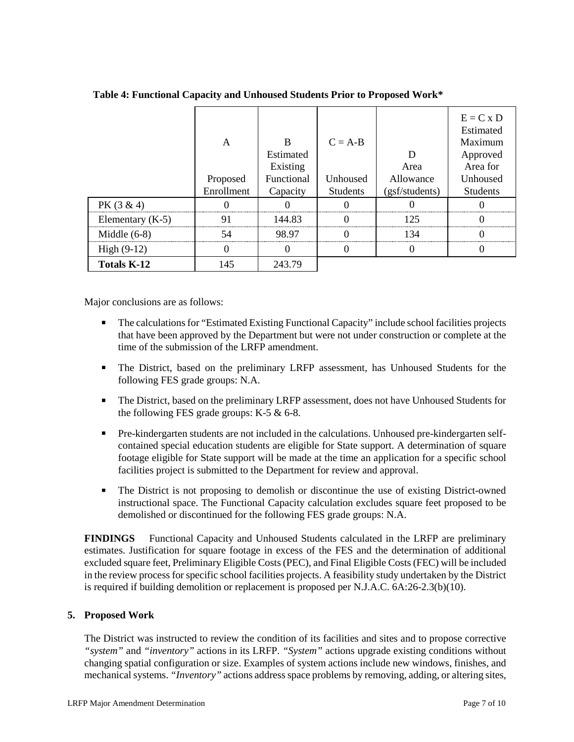**Table 4: Functional Capacity and Unhoused Students Prior to Proposed Work***

| | A<br><br>Proposed Enrollment | B<br>Estimated Existing Functional Capacity | C = A-B<br><br>Unhoused Students | D<br>Area Allowance (gsf/students) | E = C x D<br>Estimated Maximum Approved Area for Unhoused Students |
|---|---|---|---|---|---|
| PK (3 & 4) | 0 | 0 | 0 | 0 | 0 |
| Elementary (K-5) | 91 | 144.83 | 0 | 125 | 0 |
| Middle (6-8) | 54 | 98.97 | 0 | 134 | 0 |
| High (9-12) | 0 | 0 | 0 | 0 | 0 |
| **Totals K-12** | 145 | 243.79 | | | |

Major conclusions are as follows:

- The calculations for "Estimated Existing Functional Capacity" include school facilities projects that have been approved by the Department but were not under construction or complete at the time of the submission of the LRFP amendment.
- The District, based on the preliminary LRFP assessment, has Unhoused Students for the following FES grade groups: N.A.
- The District, based on the preliminary LRFP assessment, does not have Unhoused Students for the following FES grade groups: K-5 & 6-8.
- Pre-kindergarten students are not included in the calculations. Unhoused pre-kindergarten self-contained special education students are eligible for State support. A determination of square footage eligible for State support will be made at the time an application for a specific school facilities project is submitted to the Department for review and approval.
- The District is not proposing to demolish or discontinue the use of existing District-owned instructional space. The Functional Capacity calculation excludes square feet proposed to be demolished or discontinued for the following FES grade groups: N.A.

**FINDINGS** Functional Capacity and Unhoused Students calculated in the LRFP are preliminary estimates. Justification for square footage in excess of the FES and the determination of additional excluded square feet, Preliminary Eligible Costs (PEC), and Final Eligible Costs (FEC) will be included in the review process for specific school facilities projects. A feasibility study undertaken by the District is required if building demolition or replacement is proposed per N.J.A.C. 6A:26-2.3(b)(10).

## 5. Proposed Work

The District was instructed to review the condition of its facilities and sites and to propose corrective *"system"* and *"inventory"* actions in its LRFP. *"System"* actions upgrade existing conditions without changing spatial configuration or size. Examples of system actions include new windows, finishes, and mechanical systems. *"Inventory"* actions address space problems by removing, adding, or altering sites,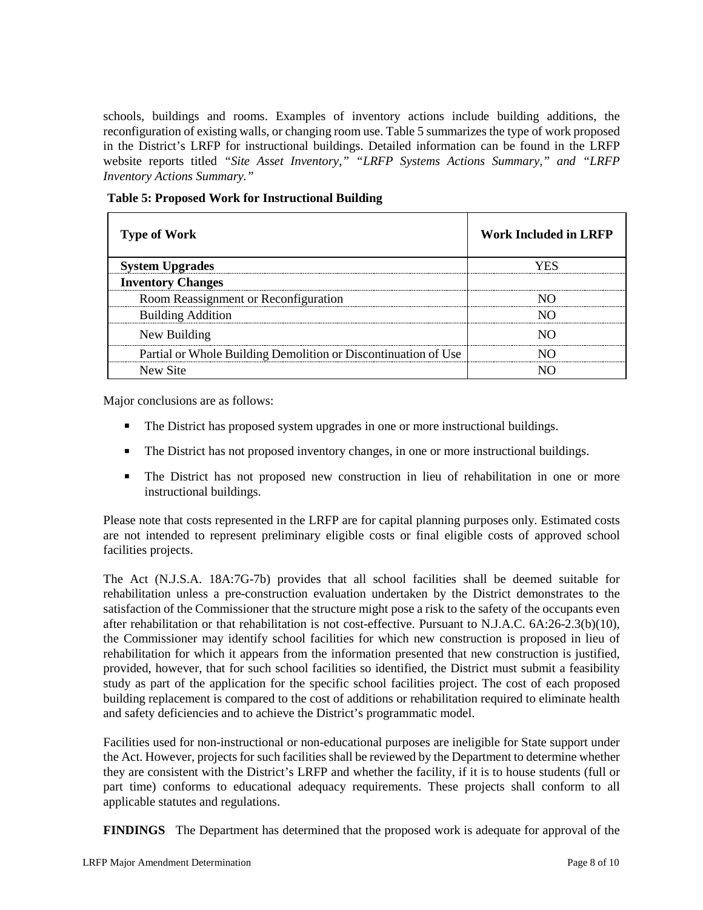schools, buildings and rooms. Examples of inventory actions include building additions, the reconfiguration of existing walls, or changing room use. Table 5 summarizes the type of work proposed in the District's LRFP for instructional buildings. Detailed information can be found in the LRFP website reports titled *"Site Asset Inventory," "LRFP Systems Actions Summary," and "LRFP Inventory Actions Summary."*

**Table 5: Proposed Work for Instructional Building**

| Type of Work | Work Included in LRFP |
|---|---|
| **System Upgrades** | YES |
| **Inventory Changes** | |
| Room Reassignment or Reconfiguration | NO |
| Building Addition | NO |
| New Building | NO |
| Partial or Whole Building Demolition or Discontinuation of Use | NO |
| New Site | NO |

Major conclusions are as follows:

- The District has proposed system upgrades in one or more instructional buildings.
- The District has not proposed inventory changes, in one or more instructional buildings.
- The District has not proposed new construction in lieu of rehabilitation in one or more instructional buildings.

Please note that costs represented in the LRFP are for capital planning purposes only. Estimated costs are not intended to represent preliminary eligible costs or final eligible costs of approved school facilities projects.

The Act (N.J.S.A. 18A:7G-7b) provides that all school facilities shall be deemed suitable for rehabilitation unless a pre-construction evaluation undertaken by the District demonstrates to the satisfaction of the Commissioner that the structure might pose a risk to the safety of the occupants even after rehabilitation or that rehabilitation is not cost-effective. Pursuant to N.J.A.C. 6A:26-2.3(b)(10), the Commissioner may identify school facilities for which new construction is proposed in lieu of rehabilitation for which it appears from the information presented that new construction is justified, provided, however, that for such school facilities so identified, the District must submit a feasibility study as part of the application for the specific school facilities project. The cost of each proposed building replacement is compared to the cost of additions or rehabilitation required to eliminate health and safety deficiencies and to achieve the District's programmatic model.

Facilities used for non-instructional or non-educational purposes are ineligible for State support under the Act. However, projects for such facilities shall be reviewed by the Department to determine whether they are consistent with the District's LRFP and whether the facility, if it is to house students (full or part time) conforms to educational adequacy requirements. These projects shall conform to all applicable statutes and regulations.

**FINDINGS** The Department has determined that the proposed work is adequate for approval of the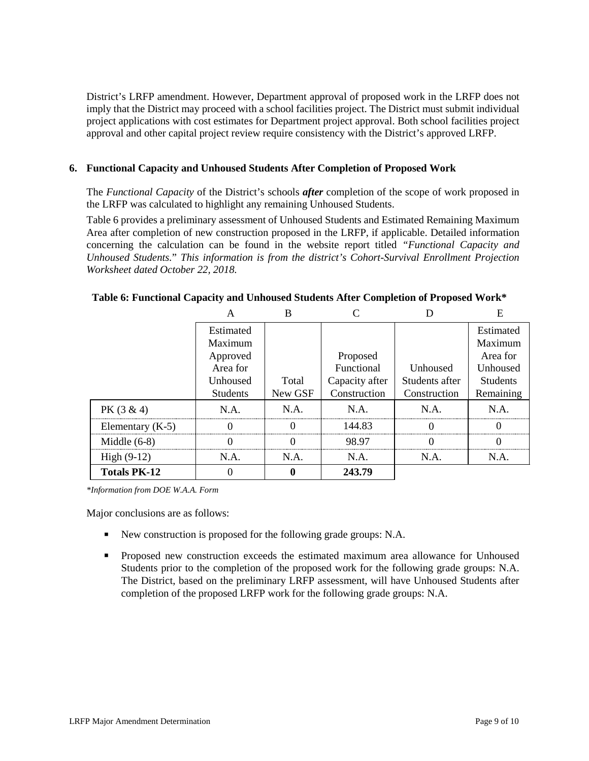District's LRFP amendment. However, Department approval of proposed work in the LRFP does not imply that the District may proceed with a school facilities project. The District must submit individual project applications with cost estimates for Department project approval. Both school facilities project approval and other capital project review require consistency with the District's approved LRFP.

## 6. Functional Capacity and Unhoused Students After Completion of Proposed Work

The *Functional Capacity* of the District's schools ***after*** completion of the scope of work proposed in the LRFP was calculated to highlight any remaining Unhoused Students.

Table 6 provides a preliminary assessment of Unhoused Students and Estimated Remaining Maximum Area after completion of new construction proposed in the LRFP, if applicable. Detailed information concerning the calculation can be found in the website report titled *"Functional Capacity and Unhoused Students." This information is from the district's Cohort-Survival Enrollment Projection Worksheet dated October 22, 2018.*

**Table 6: Functional Capacity and Unhoused Students After Completion of Proposed Work***

| | A | B | C | D | E |
|---|---|---|---|---|---|
| | Estimated Maximum Approved Area for Unhoused Students | Total New GSF | Proposed Functional Capacity after Construction | Unhoused Students after Construction | Estimated Maximum Area for Unhoused Students Remaining |
| PK (3 & 4) | N.A. | N.A. | N.A. | N.A. | N.A. |
| Elementary (K-5) | 0 | 0 | 144.83 | 0 | 0 |
| Middle (6-8) | 0 | 0 | 98.97 | 0 | 0 |
| High (9-12) | N.A. | N.A. | N.A. | N.A. | N.A. |
| **Totals PK-12** | 0 | **0** | **243.79** | | |

*\*Information from DOE W.A.A. Form*

Major conclusions are as follows:

- New construction is proposed for the following grade groups: N.A.
- Proposed new construction exceeds the estimated maximum area allowance for Unhoused Students prior to the completion of the proposed work for the following grade groups: N.A. The District, based on the preliminary LRFP assessment, will have Unhoused Students after completion of the proposed LRFP work for the following grade groups: N.A.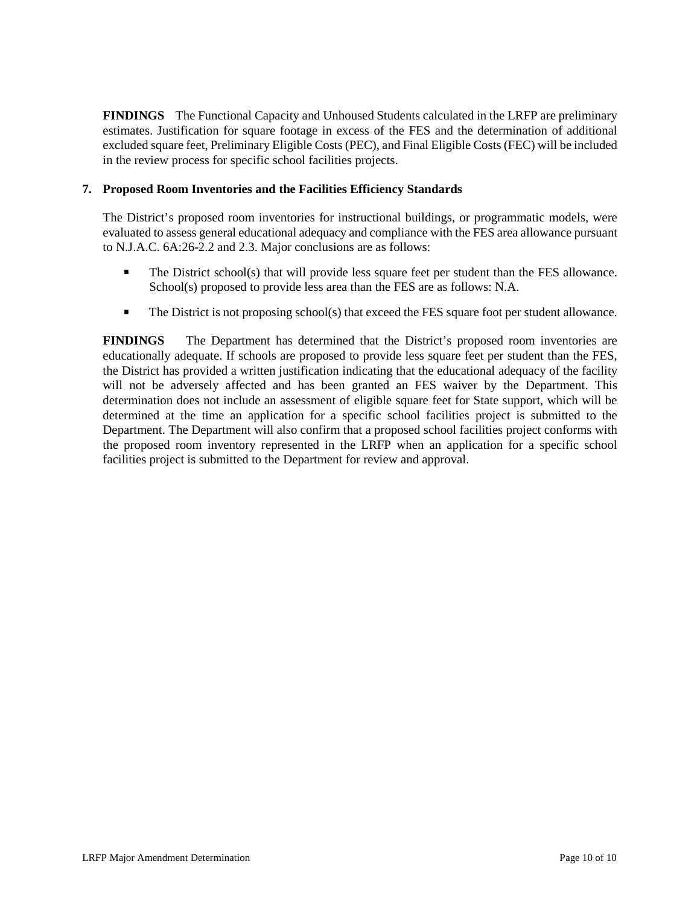**FINDINGS** The Functional Capacity and Unhoused Students calculated in the LRFP are preliminary estimates. Justification for square footage in excess of the FES and the determination of additional excluded square feet, Preliminary Eligible Costs (PEC), and Final Eligible Costs (FEC) will be included in the review process for specific school facilities projects.

**7. Proposed Room Inventories and the Facilities Efficiency Standards**

The District's proposed room inventories for instructional buildings, or programmatic models, were evaluated to assess general educational adequacy and compliance with the FES area allowance pursuant to N.J.A.C. 6A:26-2.2 and 2.3. Major conclusions are as follows:

- The District school(s) that will provide less square feet per student than the FES allowance. School(s) proposed to provide less area than the FES are as follows: N.A.
- The District is not proposing school(s) that exceed the FES square foot per student allowance.

**FINDINGS** The Department has determined that the District's proposed room inventories are educationally adequate. If schools are proposed to provide less square feet per student than the FES, the District has provided a written justification indicating that the educational adequacy of the facility will not be adversely affected and has been granted an FES waiver by the Department. This determination does not include an assessment of eligible square feet for State support, which will be determined at the time an application for a specific school facilities project is submitted to the Department. The Department will also confirm that a proposed school facilities project conforms with the proposed room inventory represented in the LRFP when an application for a specific school facilities project is submitted to the Department for review and approval.